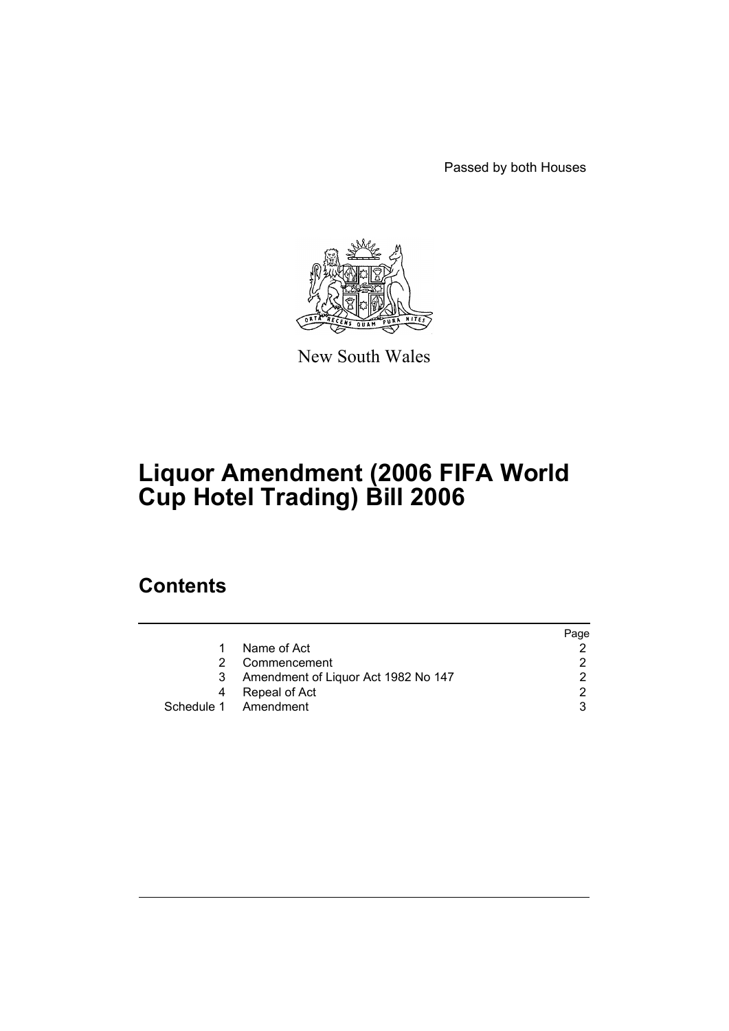Passed by both Houses

New South Wales

# Liquor Amendment (2006 FIFA World Cup Hotel Trading) Bill 2006

## Contents

| | | Page |
|---|---|---|
| 1 | Name of Act | 2 |
| 2 | Commencement | 2 |
| 3 | Amendment of Liquor Act 1982 No 147 | 2 |
| 4 | Repeal of Act | 2 |
| Schedule 1 | Amendment | 3 |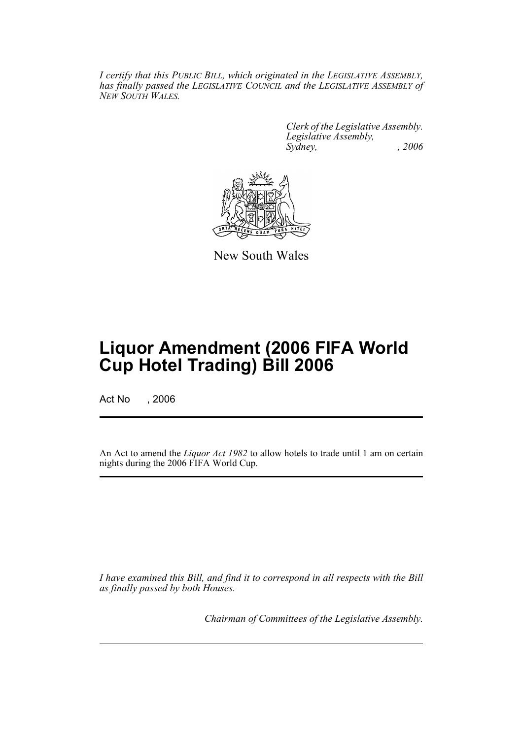*I certify that this PUBLIC BILL, which originated in the LEGISLATIVE ASSEMBLY, has finally passed the LEGISLATIVE COUNCIL and the LEGISLATIVE ASSEMBLY of NEW SOUTH WALES.*

*Clerk of the Legislative Assembly.*
*Legislative Assembly,*
*Sydney, , 2006*

New South Wales

# Liquor Amendment (2006 FIFA World Cup Hotel Trading) Bill 2006

Act No , 2006

An Act to amend the *Liquor Act 1982* to allow hotels to trade until 1 am on certain nights during the 2006 FIFA World Cup.

*I have examined this Bill, and find it to correspond in all respects with the Bill as finally passed by both Houses.*

*Chairman of Committees of the Legislative Assembly.*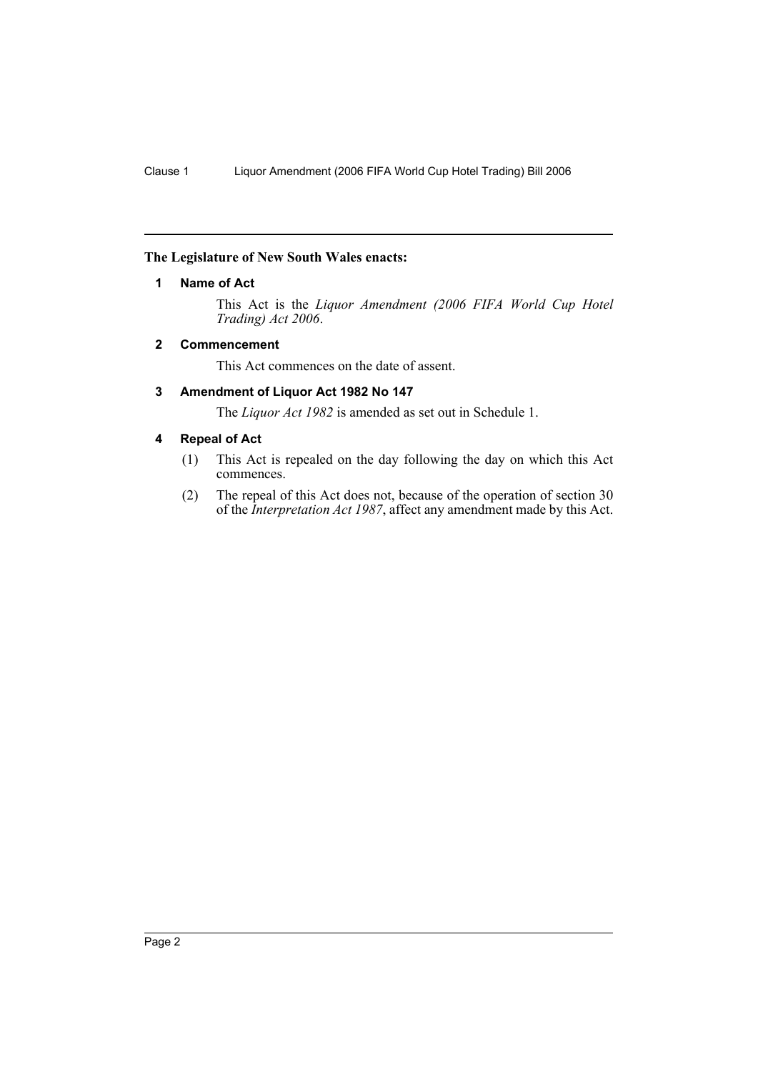**The Legislature of New South Wales enacts:**

### 1 Name of Act

This Act is the *Liquor Amendment (2006 FIFA World Cup Hotel Trading) Act 2006*.

### 2 Commencement

This Act commences on the date of assent.

### 3 Amendment of Liquor Act 1982 No 147

The *Liquor Act 1982* is amended as set out in Schedule 1.

### 4 Repeal of Act

(1) This Act is repealed on the day following the day on which this Act commences.

(2) The repeal of this Act does not, because of the operation of section 30 of the *Interpretation Act 1987*, affect any amendment made by this Act.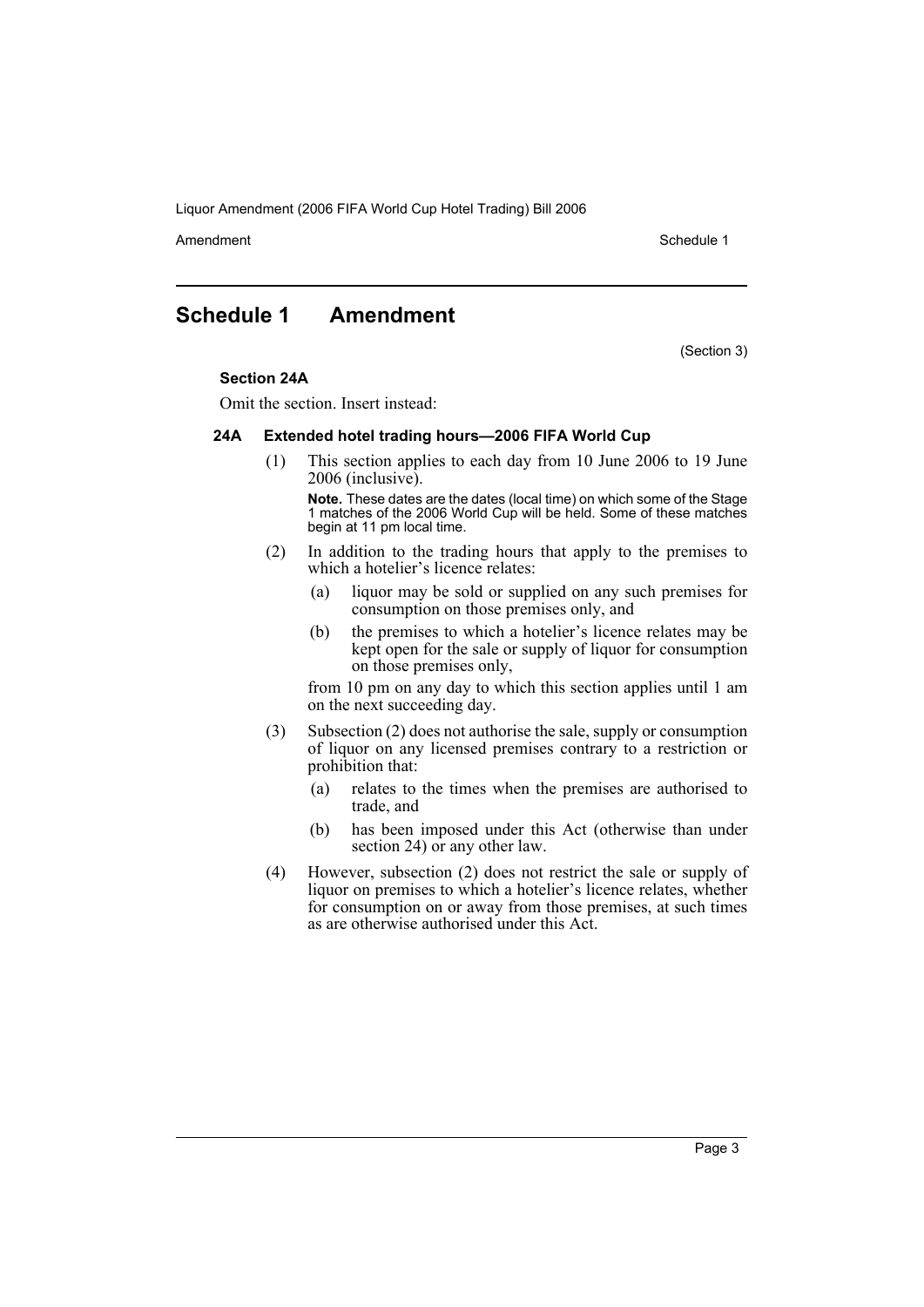# Schedule 1 Amendment

(Section 3)

**Section 24A**

Omit the section. Insert instead:

### 24A Extended hotel trading hours—2006 FIFA World Cup

(1) This section applies to each day from 10 June 2006 to 19 June 2006 (inclusive).

**Note.** These dates are the dates (local time) on which some of the Stage 1 matches of the 2006 World Cup will be held. Some of these matches begin at 11 pm local time.

(2) In addition to the trading hours that apply to the premises to which a hotelier's licence relates:

(a) liquor may be sold or supplied on any such premises for consumption on those premises only, and

(b) the premises to which a hotelier's licence relates may be kept open for the sale or supply of liquor for consumption on those premises only,

from 10 pm on any day to which this section applies until 1 am on the next succeeding day.

(3) Subsection (2) does not authorise the sale, supply or consumption of liquor on any licensed premises contrary to a restriction or prohibition that:

(a) relates to the times when the premises are authorised to trade, and

(b) has been imposed under this Act (otherwise than under section 24) or any other law.

(4) However, subsection (2) does not restrict the sale or supply of liquor on premises to which a hotelier's licence relates, whether for consumption on or away from those premises, at such times as are otherwise authorised under this Act.